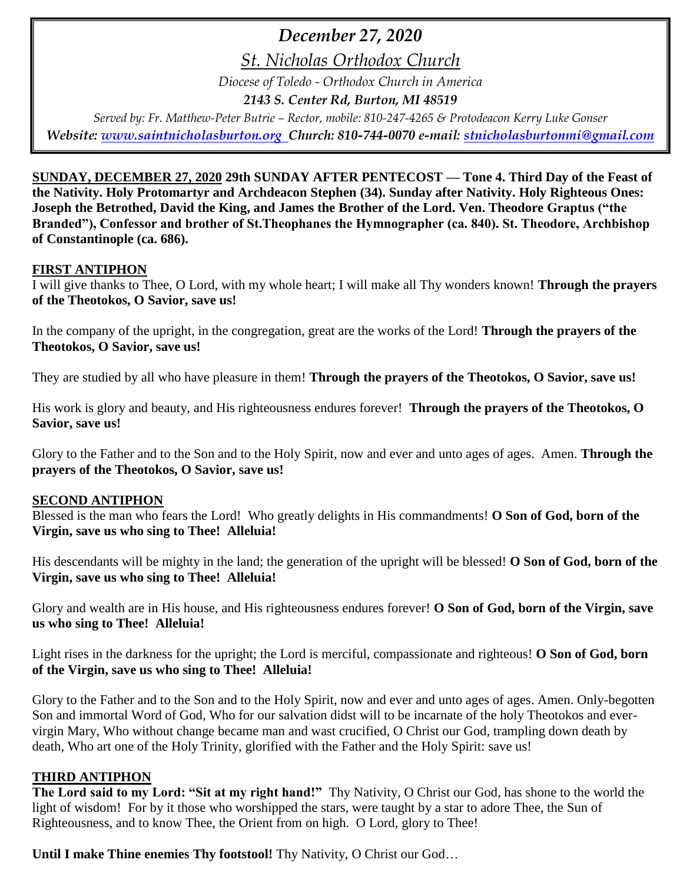# *December 27, 2020*

*St. Nicholas Orthodox Church*

*Diocese of Toledo - Orthodox Church in America*

***2143 S. Center Rd, Burton, MI 48519***

*Served by: Fr. Matthew-Peter Butrie – Rector, mobile: 810-247-4265 & Protodeacon Kerry Luke Gonser*

***Website: [www.saintnicholasburton.org](http://www.saintnicholasburton.org) Church: 810-744-0070 e-mail: [stnicholasburtonmi@gmail.com](mailto:stnicholasburtonmi@gmail.com)***

**SUNDAY, DECEMBER 27, 2020 29th SUNDAY AFTER PENTECOST — Tone 4. Third Day of the Feast of the Nativity. Holy Protomartyr and Archdeacon Stephen (34). Sunday after Nativity. Holy Righteous Ones: Joseph the Betrothed, David the King, and James the Brother of the Lord. Ven. Theodore Graptus ("the Branded"), Confessor and brother of St.Theophanes the Hymnographer (ca. 840). St. Theodore, Archbishop of Constantinople (ca. 686).**

## FIRST ANTIPHON

I will give thanks to Thee, O Lord, with my whole heart; I will make all Thy wonders known! **Through the prayers of the Theotokos, O Savior, save us!**

In the company of the upright, in the congregation, great are the works of the Lord! **Through the prayers of the Theotokos, O Savior, save us!**

They are studied by all who have pleasure in them! **Through the prayers of the Theotokos, O Savior, save us!**

His work is glory and beauty, and His righteousness endures forever! **Through the prayers of the Theotokos, O Savior, save us!**

Glory to the Father and to the Son and to the Holy Spirit, now and ever and unto ages of ages. Amen. **Through the prayers of the Theotokos, O Savior, save us!**

## SECOND ANTIPHON

Blessed is the man who fears the Lord! Who greatly delights in His commandments! **O Son of God, born of the Virgin, save us who sing to Thee! Alleluia!**

His descendants will be mighty in the land; the generation of the upright will be blessed! **O Son of God, born of the Virgin, save us who sing to Thee! Alleluia!**

Glory and wealth are in His house, and His righteousness endures forever! **O Son of God, born of the Virgin, save us who sing to Thee! Alleluia!**

Light rises in the darkness for the upright; the Lord is merciful, compassionate and righteous! **O Son of God, born of the Virgin, save us who sing to Thee! Alleluia!**

Glory to the Father and to the Son and to the Holy Spirit, now and ever and unto ages of ages. Amen. Only-begotten Son and immortal Word of God, Who for our salvation didst will to be incarnate of the holy Theotokos and ever-virgin Mary, Who without change became man and wast crucified, O Christ our God, trampling down death by death, Who art one of the Holy Trinity, glorified with the Father and the Holy Spirit: save us!

## THIRD ANTIPHON

**The Lord said to my Lord: "Sit at my right hand!"** Thy Nativity, O Christ our God, has shone to the world the light of wisdom! For by it those who worshipped the stars, were taught by a star to adore Thee, the Sun of Righteousness, and to know Thee, the Orient from on high. O Lord, glory to Thee!

**Until I make Thine enemies Thy footstool!** Thy Nativity, O Christ our God…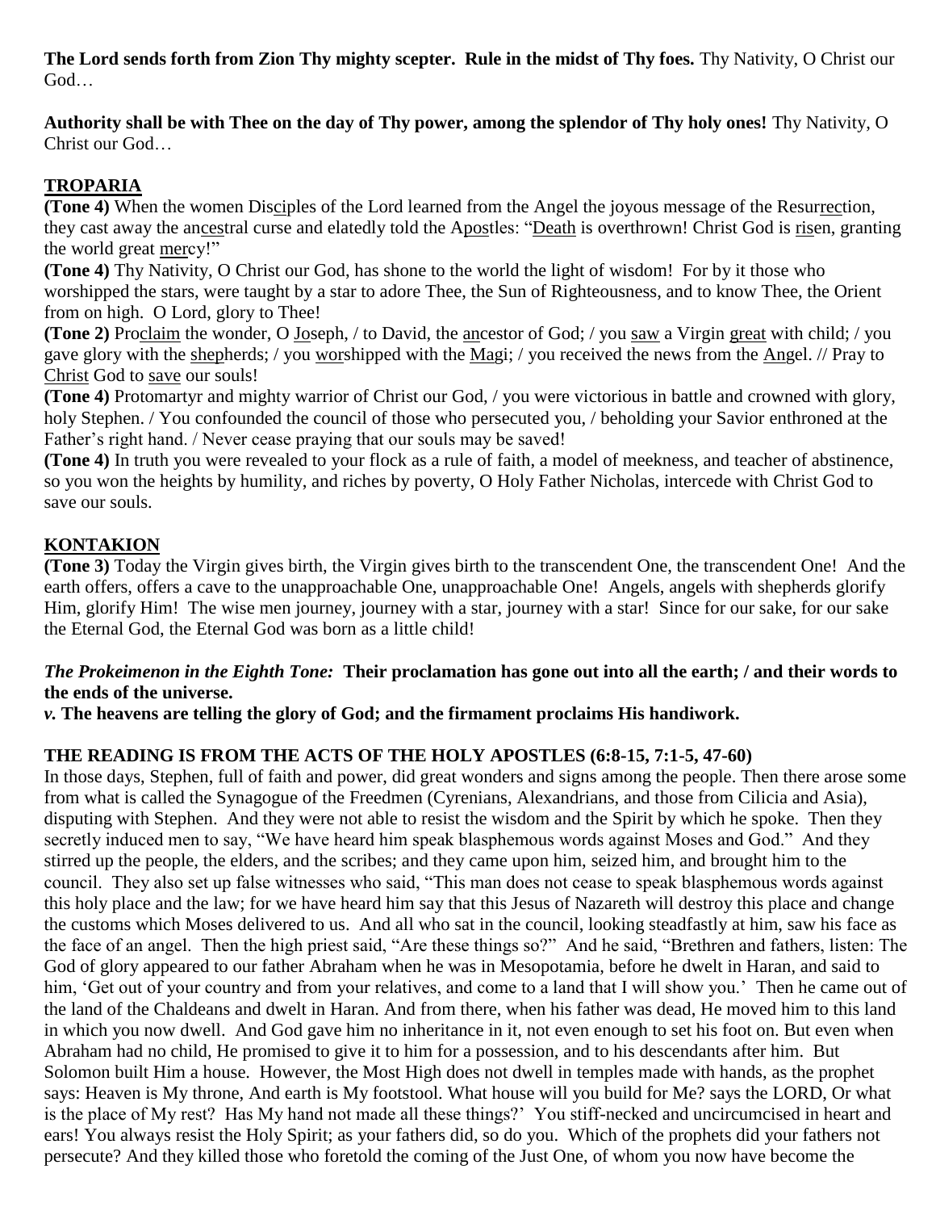**The Lord sends forth from Zion Thy mighty scepter. Rule in the midst of Thy foes.** Thy Nativity, O Christ our God…

**Authority shall be with Thee on the day of Thy power, among the splendor of Thy holy ones!** Thy Nativity, O Christ our God…

## TROPARIA

**(Tone 4)** When the women Disciples of the Lord learned from the Angel the joyous message of the Resurrection, they cast away the ancestral curse and elatedly told the Apostles: "Death is overthrown! Christ God is risen, granting the world great mercy!"

**(Tone 4)** Thy Nativity, O Christ our God, has shone to the world the light of wisdom! For by it those who worshipped the stars, were taught by a star to adore Thee, the Sun of Righteousness, and to know Thee, the Orient from on high. O Lord, glory to Thee!

**(Tone 2)** Proclaim the wonder, O Joseph, / to David, the ancestor of God; / you saw a Virgin great with child; / you gave glory with the shepherds; / you worshipped with the Magi; / you received the news from the Angel. // Pray to Christ God to save our souls!

**(Tone 4)** Protomartyr and mighty warrior of Christ our God, / you were victorious in battle and crowned with glory, holy Stephen. / You confounded the council of those who persecuted you, / beholding your Savior enthroned at the Father's right hand. / Never cease praying that our souls may be saved!

**(Tone 4)** In truth you were revealed to your flock as a rule of faith, a model of meekness, and teacher of abstinence, so you won the heights by humility, and riches by poverty, O Holy Father Nicholas, intercede with Christ God to save our souls.

## KONTAKION

**(Tone 3)** Today the Virgin gives birth, the Virgin gives birth to the transcendent One, the transcendent One! And the earth offers, offers a cave to the unapproachable One, unapproachable One! Angels, angels with shepherds glorify Him, glorify Him! The wise men journey, journey with a star, journey with a star! Since for our sake, for our sake the Eternal God, the Eternal God was born as a little child!

***The Prokeimenon in the Eighth Tone:*** **Their proclamation has gone out into all the earth; / and their words to the ends of the universe.**

***v.*** **The heavens are telling the glory of God; and the firmament proclaims His handiwork.**

**THE READING IS FROM THE ACTS OF THE HOLY APOSTLES (6:8-15, 7:1-5, 47-60)**

In those days, Stephen, full of faith and power, did great wonders and signs among the people. Then there arose some from what is called the Synagogue of the Freedmen (Cyrenians, Alexandrians, and those from Cilicia and Asia), disputing with Stephen. And they were not able to resist the wisdom and the Spirit by which he spoke. Then they secretly induced men to say, "We have heard him speak blasphemous words against Moses and God." And they stirred up the people, the elders, and the scribes; and they came upon him, seized him, and brought him to the council. They also set up false witnesses who said, "This man does not cease to speak blasphemous words against this holy place and the law; for we have heard him say that this Jesus of Nazareth will destroy this place and change the customs which Moses delivered to us. And all who sat in the council, looking steadfastly at him, saw his face as the face of an angel. Then the high priest said, "Are these things so?" And he said, "Brethren and fathers, listen: The God of glory appeared to our father Abraham when he was in Mesopotamia, before he dwelt in Haran, and said to him, 'Get out of your country and from your relatives, and come to a land that I will show you.' Then he came out of the land of the Chaldeans and dwelt in Haran. And from there, when his father was dead, He moved him to this land in which you now dwell. And God gave him no inheritance in it, not even enough to set his foot on. But even when Abraham had no child, He promised to give it to him for a possession, and to his descendants after him. But Solomon built Him a house. However, the Most High does not dwell in temples made with hands, as the prophet says: Heaven is My throne, And earth is My footstool. What house will you build for Me? says the LORD, Or what is the place of My rest? Has My hand not made all these things?' You stiff-necked and uncircumcised in heart and ears! You always resist the Holy Spirit; as your fathers did, so do you. Which of the prophets did your fathers not persecute? And they killed those who foretold the coming of the Just One, of whom you now have become the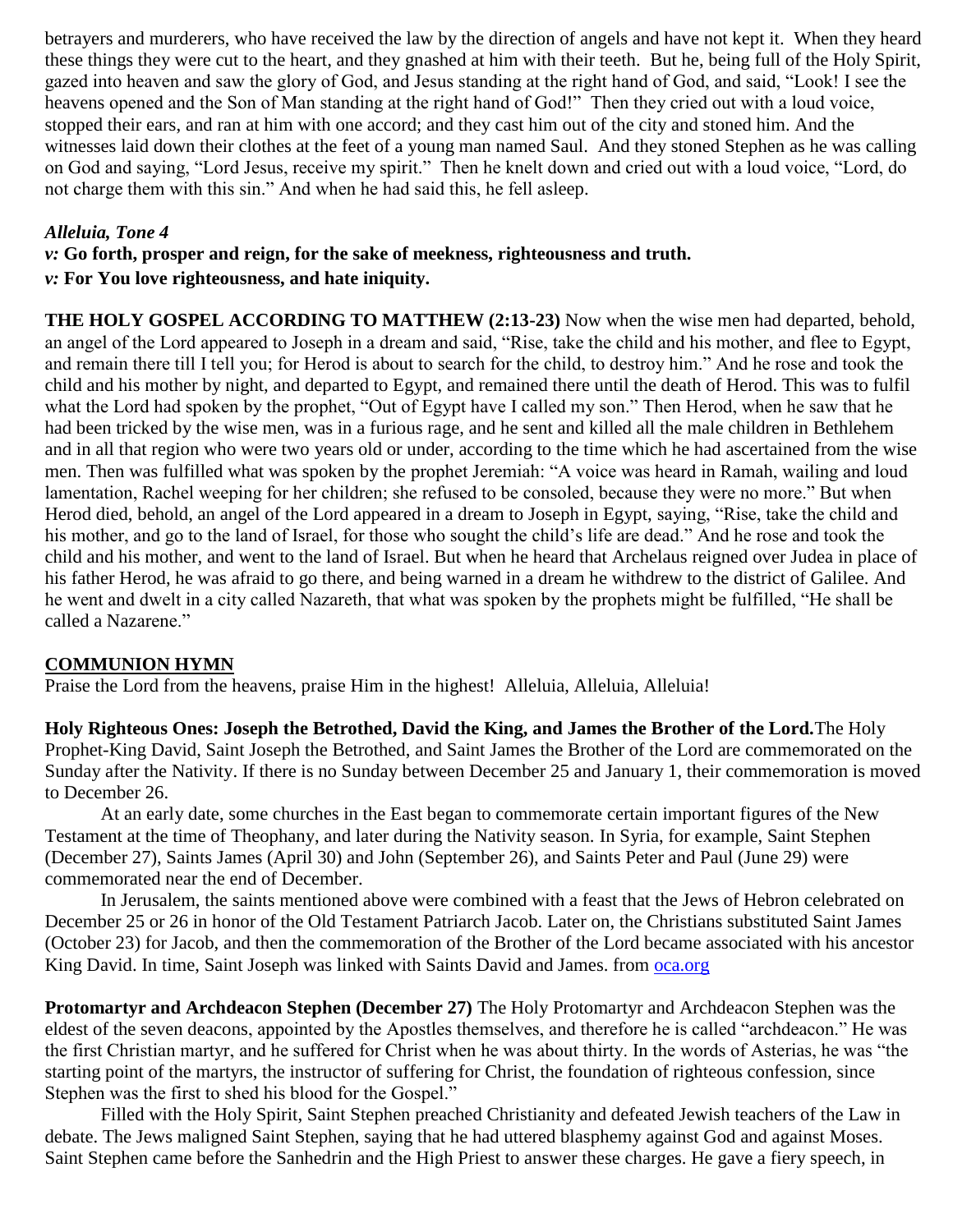betrayers and murderers, who have received the law by the direction of angels and have not kept it. When they heard these things they were cut to the heart, and they gnashed at him with their teeth. But he, being full of the Holy Spirit, gazed into heaven and saw the glory of God, and Jesus standing at the right hand of God, and said, "Look! I see the heavens opened and the Son of Man standing at the right hand of God!" Then they cried out with a loud voice, stopped their ears, and ran at him with one accord; and they cast him out of the city and stoned him. And the witnesses laid down their clothes at the feet of a young man named Saul. And they stoned Stephen as he was calling on God and saying, "Lord Jesus, receive my spirit." Then he knelt down and cried out with a loud voice, "Lord, do not charge them with this sin." And when he had said this, he fell asleep.

***Alleluia, Tone 4***
***v:*** **Go forth, prosper and reign, for the sake of meekness, righteousness and truth.**
***v:*** **For You love righteousness, and hate iniquity.**

**THE HOLY GOSPEL ACCORDING TO MATTHEW (2:13-23)** Now when the wise men had departed, behold, an angel of the Lord appeared to Joseph in a dream and said, "Rise, take the child and his mother, and flee to Egypt, and remain there till I tell you; for Herod is about to search for the child, to destroy him." And he rose and took the child and his mother by night, and departed to Egypt, and remained there until the death of Herod. This was to fulfil what the Lord had spoken by the prophet, "Out of Egypt have I called my son." Then Herod, when he saw that he had been tricked by the wise men, was in a furious rage, and he sent and killed all the male children in Bethlehem and in all that region who were two years old or under, according to the time which he had ascertained from the wise men. Then was fulfilled what was spoken by the prophet Jeremiah: "A voice was heard in Ramah, wailing and loud lamentation, Rachel weeping for her children; she refused to be consoled, because they were no more." But when Herod died, behold, an angel of the Lord appeared in a dream to Joseph in Egypt, saying, "Rise, take the child and his mother, and go to the land of Israel, for those who sought the child's life are dead." And he rose and took the child and his mother, and went to the land of Israel. But when he heard that Archelaus reigned over Judea in place of his father Herod, he was afraid to go there, and being warned in a dream he withdrew to the district of Galilee. And he went and dwelt in a city called Nazareth, that what was spoken by the prophets might be fulfilled, "He shall be called a Nazarene."

**COMMUNION HYMN**

Praise the Lord from the heavens, praise Him in the highest! Alleluia, Alleluia, Alleluia!

**Holy Righteous Ones: Joseph the Betrothed, David the King, and James the Brother of the Lord.** The Holy Prophet-King David, Saint Joseph the Betrothed, and Saint James the Brother of the Lord are commemorated on the Sunday after the Nativity. If there is no Sunday between December 25 and January 1, their commemoration is moved to December 26.

At an early date, some churches in the East began to commemorate certain important figures of the New Testament at the time of Theophany, and later during the Nativity season. In Syria, for example, Saint Stephen (December 27), Saints James (April 30) and John (September 26), and Saints Peter and Paul (June 29) were commemorated near the end of December.

In Jerusalem, the saints mentioned above were combined with a feast that the Jews of Hebron celebrated on December 25 or 26 in honor of the Old Testament Patriarch Jacob. Later on, the Christians substituted Saint James (October 23) for Jacob, and then the commemoration of the Brother of the Lord became associated with his ancestor King David. In time, Saint Joseph was linked with Saints David and James. from oca.org

**Protomartyr and Archdeacon Stephen (December 27)** The Holy Protomartyr and Archdeacon Stephen was the eldest of the seven deacons, appointed by the Apostles themselves, and therefore he is called "archdeacon." He was the first Christian martyr, and he suffered for Christ when he was about thirty. In the words of Asterias, he was "the starting point of the martyrs, the instructor of suffering for Christ, the foundation of righteous confession, since Stephen was the first to shed his blood for the Gospel."

Filled with the Holy Spirit, Saint Stephen preached Christianity and defeated Jewish teachers of the Law in debate. The Jews maligned Saint Stephen, saying that he had uttered blasphemy against God and against Moses. Saint Stephen came before the Sanhedrin and the High Priest to answer these charges. He gave a fiery speech, in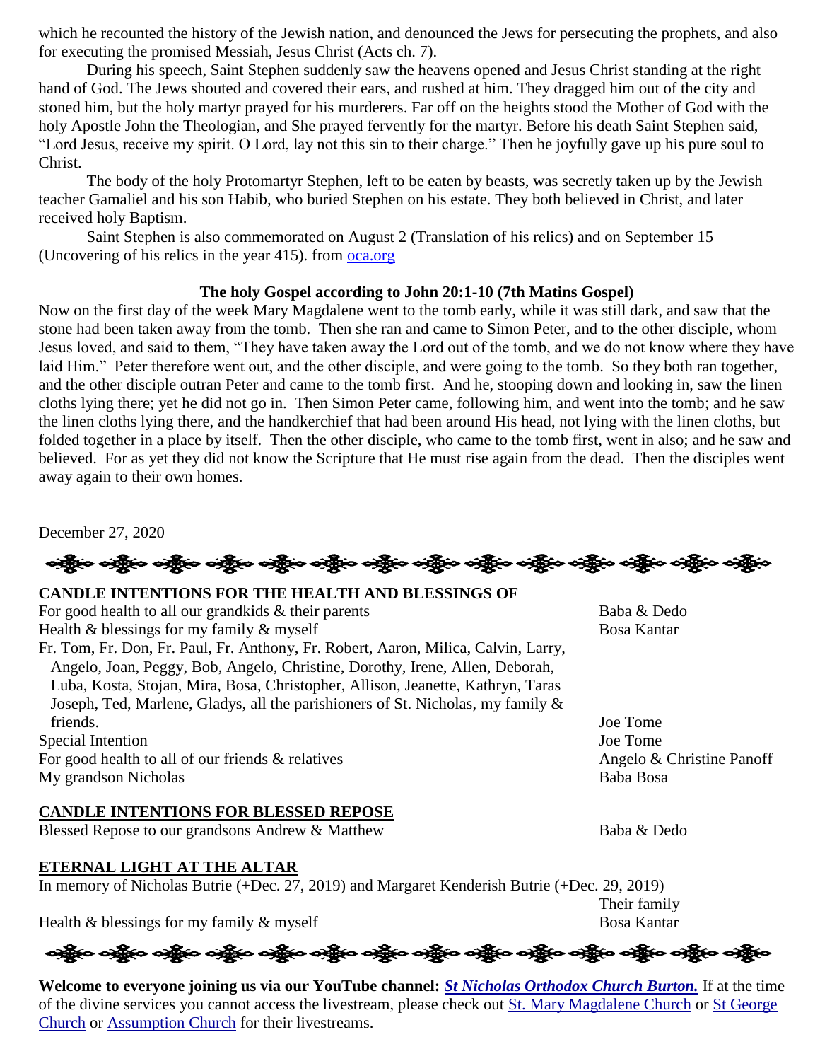which he recounted the history of the Jewish nation, and denounced the Jews for persecuting the prophets, and also for executing the promised Messiah, Jesus Christ (Acts ch. 7).

During his speech, Saint Stephen suddenly saw the heavens opened and Jesus Christ standing at the right hand of God. The Jews shouted and covered their ears, and rushed at him. They dragged him out of the city and stoned him, but the holy martyr prayed for his murderers. Far off on the heights stood the Mother of God with the holy Apostle John the Theologian, and She prayed fervently for the martyr. Before his death Saint Stephen said, "Lord Jesus, receive my spirit. O Lord, lay not this sin to their charge." Then he joyfully gave up his pure soul to Christ.

The body of the holy Protomartyr Stephen, left to be eaten by beasts, was secretly taken up by the Jewish teacher Gamaliel and his son Habib, who buried Stephen on his estate. They both believed in Christ, and later received holy Baptism.

Saint Stephen is also commemorated on August 2 (Translation of his relics) and on September 15 (Uncovering of his relics in the year 415). from oca.org

**The holy Gospel according to John 20:1-10 (7th Matins Gospel)**

Now on the first day of the week Mary Magdalene went to the tomb early, while it was still dark, and saw that the stone had been taken away from the tomb. Then she ran and came to Simon Peter, and to the other disciple, whom Jesus loved, and said to them, "They have taken away the Lord out of the tomb, and we do not know where they have laid Him." Peter therefore went out, and the other disciple, and were going to the tomb. So they both ran together, and the other disciple outran Peter and came to the tomb first. And he, stooping down and looking in, saw the linen cloths lying there; yet he did not go in. Then Simon Peter came, following him, and went into the tomb; and he saw the linen cloths lying there, and the handkerchief that had been around His head, not lying with the linen cloths, but folded together in a place by itself. Then the other disciple, who came to the tomb first, went in also; and he saw and believed. For as yet they did not know the Scripture that He must rise again from the dead. Then the disciples went away again to their own homes.

December 27, 2020

**CANDLE INTENTIONS FOR THE HEALTH AND BLESSINGS OF**

| | |
|---|---|
| For good health to all our grandkids & their parents | Baba & Dedo |
| Health & blessings for my family & myself | Bosa Kantar |
| Fr. Tom, Fr. Don, Fr. Paul, Fr. Anthony, Fr. Robert, Aaron, Milica, Calvin, Larry, Angelo, Joan, Peggy, Bob, Angelo, Christine, Dorothy, Irene, Allen, Deborah, Luba, Kosta, Stojan, Mira, Bosa, Christopher, Allison, Jeanette, Kathryn, Taras Joseph, Ted, Marlene, Gladys, all the parishioners of St. Nicholas, my family & friends. | Joe Tome |
| Special Intention | Joe Tome |
| For good health to all of our friends & relatives | Angelo & Christine Panoff |
| My grandson Nicholas | Baba Bosa |

**CANDLE INTENTIONS FOR BLESSED REPOSE**

| | |
|---|---|
| Blessed Repose to our grandsons Andrew & Matthew | Baba & Dedo |

**ETERNAL LIGHT AT THE ALTAR**

| | |
|---|---|
| In memory of Nicholas Butrie (+Dec. 27, 2019) and Margaret Kenderish Butrie (+Dec. 29, 2019) | Their family |
| Health & blessings for my family & myself | Bosa Kantar |

**Welcome to everyone joining us via our YouTube channel:** ***St Nicholas Orthodox Church Burton.*** If at the time of the divine services you cannot access the livestream, please check out St. Mary Magdalene Church or St George Church or Assumption Church for their livestreams.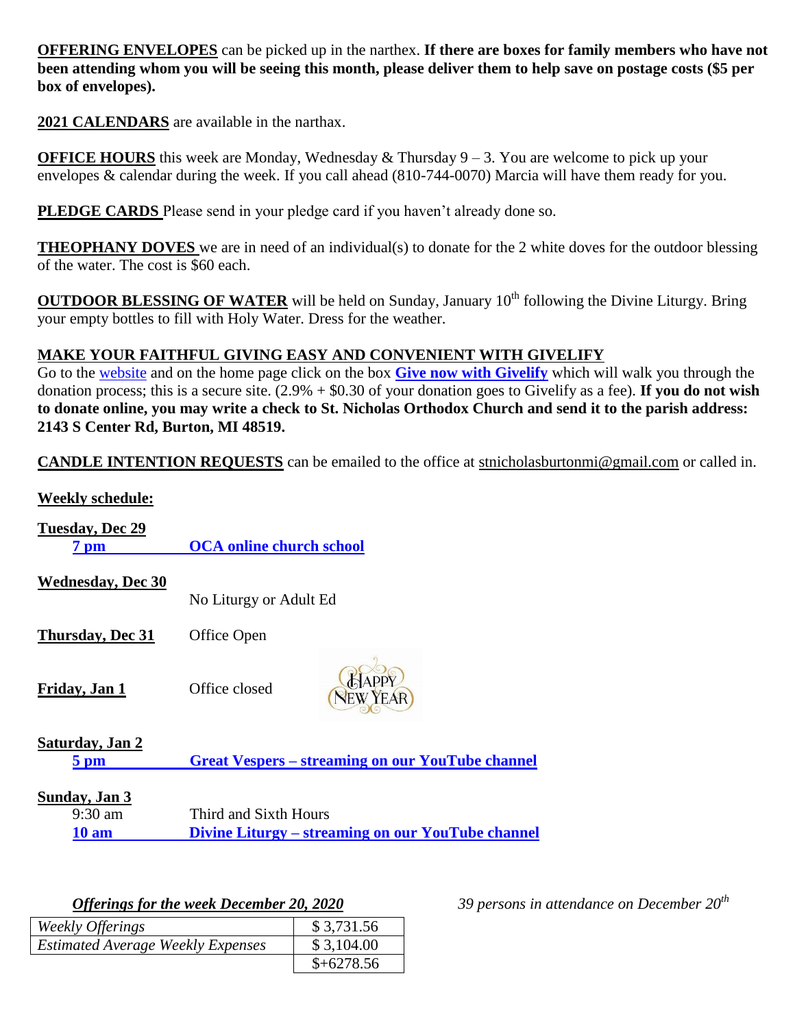**OFFERING ENVELOPES** can be picked up in the narthex. **If there are boxes for family members who have not been attending whom you will be seeing this month, please deliver them to help save on postage costs ($5 per box of envelopes).**

**2021 CALENDARS** are available in the narthax.

**OFFICE HOURS** this week are Monday, Wednesday & Thursday 9 – 3. You are welcome to pick up your envelopes & calendar during the week. If you call ahead (810-744-0070) Marcia will have them ready for you.

**PLEDGE CARDS** Please send in your pledge card if you haven't already done so.

**THEOPHANY DOVES** we are in need of an individual(s) to donate for the 2 white doves for the outdoor blessing of the water. The cost is $60 each.

**OUTDOOR BLESSING OF WATER** will be held on Sunday, January 10th following the Divine Liturgy. Bring your empty bottles to fill with Holy Water. Dress for the weather.

**MAKE YOUR FAITHFUL GIVING EASY AND CONVENIENT WITH GIVELIFY**

Go to the website and on the home page click on the box **Give now with Givelify** which will walk you through the donation process; this is a secure site. (2.9% + $0.30 of your donation goes to Givelify as a fee). **If you do not wish to donate online, you may write a check to St. Nicholas Orthodox Church and send it to the parish address: 2143 S Center Rd, Burton, MI 48519.**

**CANDLE INTENTION REQUESTS** can be emailed to the office at stnicholasburtonmi@gmail.com or called in.

**Weekly schedule:**

**Tuesday, Dec 29**
**7 pm** **OCA online church school**

**Wednesday, Dec 30**
No Liturgy or Adult Ed

**Thursday, Dec 31** Office Open

**Friday, Jan 1** Office closed

**Saturday, Jan 2**
**5 pm** **Great Vespers – streaming on our YouTube channel**

**Sunday, Jan 3**
9:30 am Third and Sixth Hours
**10 am** **Divine Liturgy – streaming on our YouTube channel**

***Offerings for the week December 20, 2020***

| | |
|---|---|
| *Weekly Offerings* | $ 3,731.56 |
| *Estimated Average Weekly Expenses* | $ 3,104.00 |
| | $+6278.56 |

*39 persons in attendance on December 20th*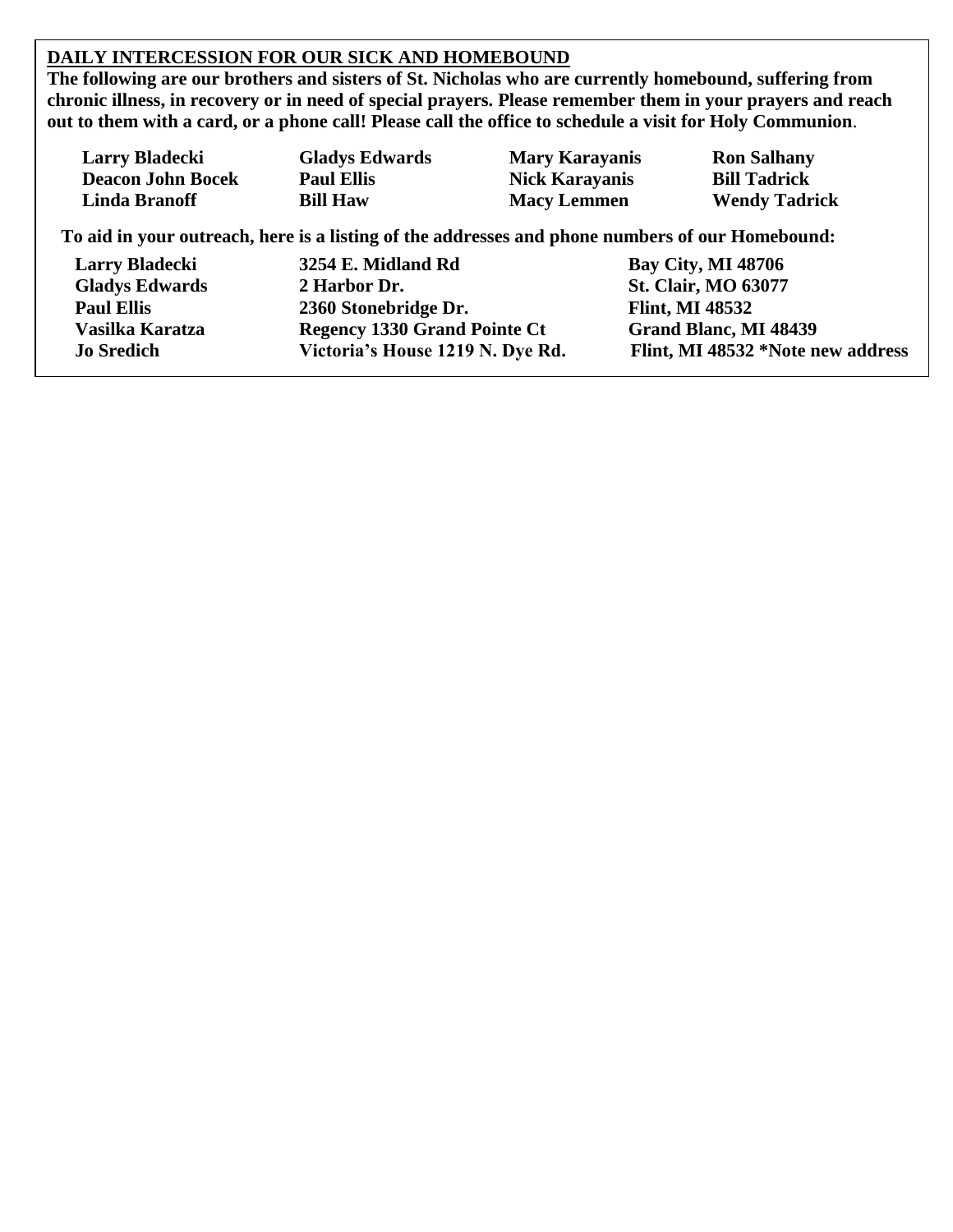## DAILY INTERCESSION FOR OUR SICK AND HOMEBOUND

**The following are our brothers and sisters of St. Nicholas who are currently homebound, suffering from chronic illness, in recovery or in need of special prayers. Please remember them in your prayers and reach out to them with a card, or a phone call! Please call the office to schedule a visit for Holy Communion**.

| | | | |
|---|---|---|---|
| **Larry Bladecki** | **Gladys Edwards** | **Mary Karayanis** | **Ron Salhany** |
| **Deacon John Bocek** | **Paul Ellis** | **Nick Karayanis** | **Bill Tadrick** |
| **Linda Branoff** | **Bill Haw** | **Macy Lemmen** | **Wendy Tadrick** |

**To aid in your outreach, here is a listing of the addresses and phone numbers of our Homebound:**

| | | |
|---|---|---|
| **Larry Bladecki** | **3254 E. Midland Rd** | **Bay City, MI 48706** |
| **Gladys Edwards** | **2 Harbor Dr.** | **St. Clair, MO 63077** |
| **Paul Ellis** | **2360 Stonebridge Dr.** | **Flint, MI 48532** |
| **Vasilka Karatza** | **Regency 1330 Grand Pointe Ct** | **Grand Blanc, MI 48439** |
| **Jo Sredich** | **Victoria's House 1219 N. Dye Rd.** | **Flint, MI 48532 *Note new address** |